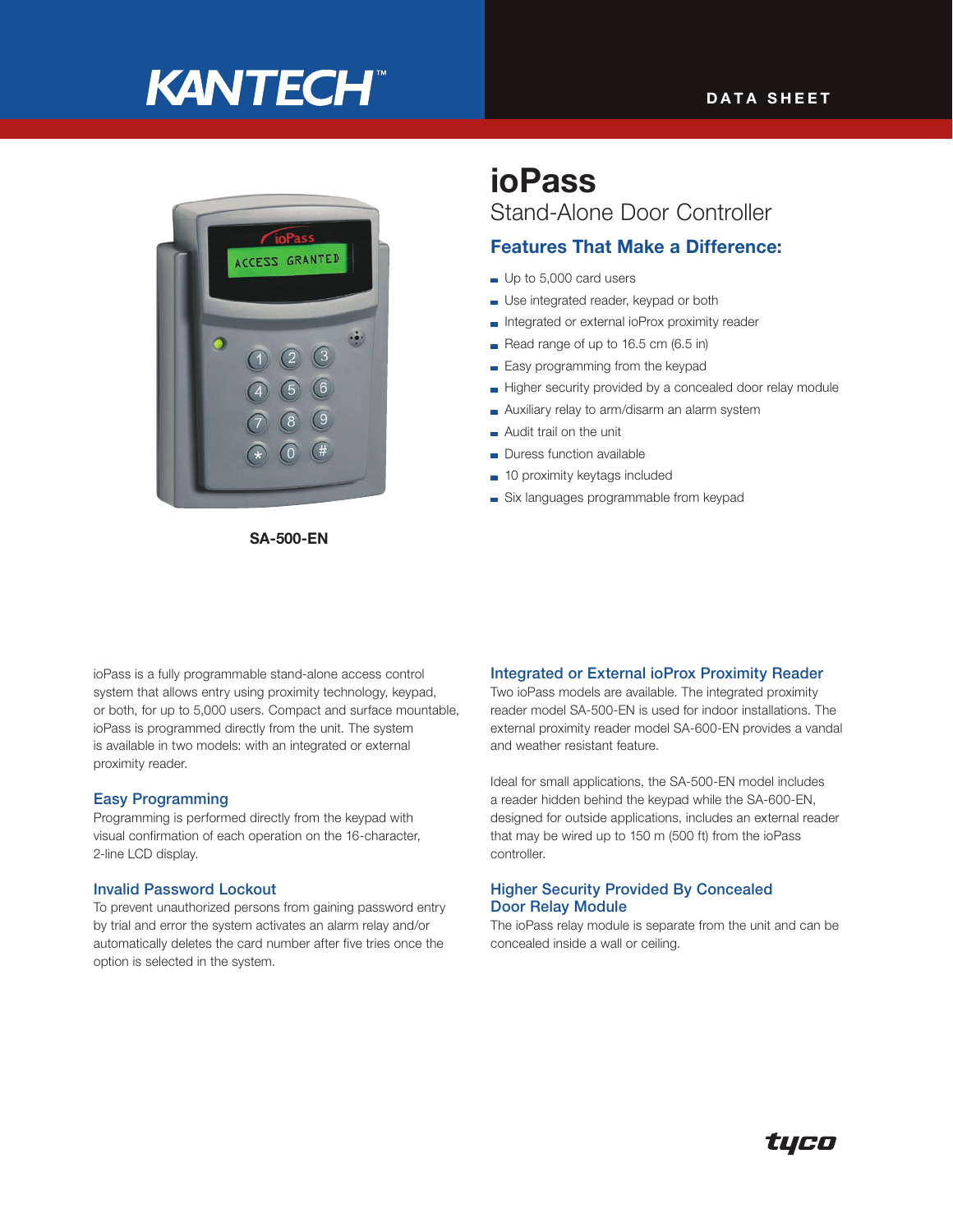KANTECH™

DATA SHEET

# ioPass

## Stand-Alone Door Controller

### Features That Make a Difference:

- Up to 5,000 card users
- Use integrated reader, keypad or both
- Integrated or external ioProx proximity reader
- Read range of up to 16.5 cm (6.5 in)
- Easy programming from the keypad
- Higher security provided by a concealed door relay module
- Auxiliary relay to arm/disarm an alarm system
- Audit trail on the unit
- Duress function available
- 10 proximity keytags included
- Six languages programmable from keypad

**SA-500-EN**

ioPass is a fully programmable stand-alone access control system that allows entry using proximity technology, keypad, or both, for up to 5,000 users. Compact and surface mountable, ioPass is programmed directly from the unit. The system is available in two models: with an integrated or external proximity reader.

### Easy Programming

Programming is performed directly from the keypad with visual confirmation of each operation on the 16-character, 2-line LCD display.

### Invalid Password Lockout

To prevent unauthorized persons from gaining password entry by trial and error the system activates an alarm relay and/or automatically deletes the card number after five tries once the option is selected in the system.

### Integrated or External ioProx Proximity Reader

Two ioPass models are available. The integrated proximity reader model SA-500-EN is used for indoor installations. The external proximity reader model SA-600-EN provides a vandal and weather resistant feature.

Ideal for small applications, the SA-500-EN model includes a reader hidden behind the keypad while the SA-600-EN, designed for outside applications, includes an external reader that may be wired up to 150 m (500 ft) from the ioPass controller.

### Higher Security Provided By Concealed Door Relay Module

The ioPass relay module is separate from the unit and can be concealed inside a wall or ceiling.

tyco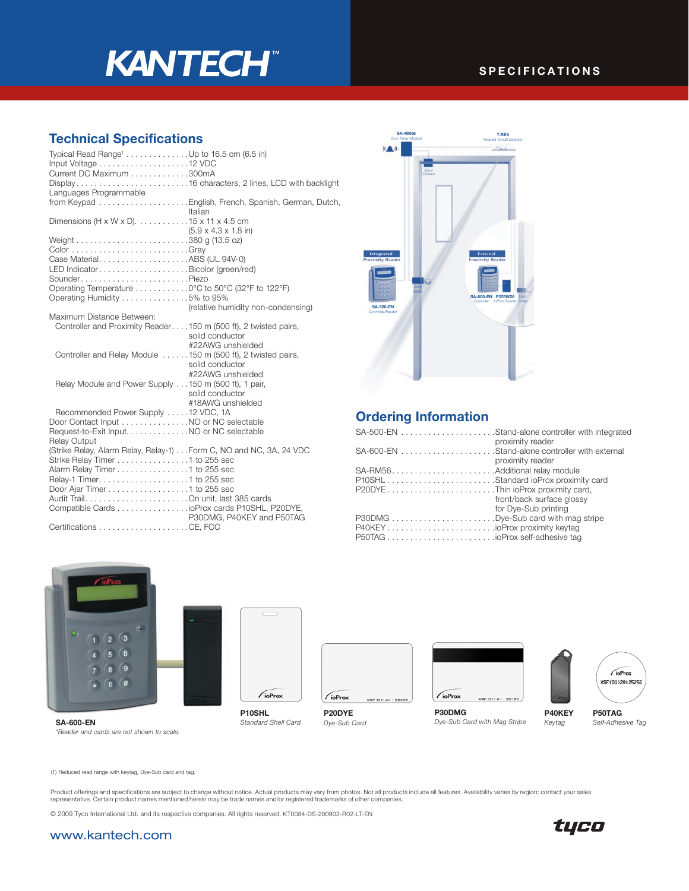KANTECH™

SPECIFICATIONS

## Technical Specifications

| | |
|---|---|
| Typical Read Range[1] | Up to 16.5 cm (6.5 in) |
| Input Voltage | 12 VDC |
| Current DC Maximum | 300mA |
| Display | 16 characters, 2 lines, LCD with backlight |
| Languages Programmable from Keypad | English, French, Spanish, German, Dutch, Italian |
| Dimensions (H x W x D) | 15 x 11 x 4.5 cm (5.9 x 4.3 x 1.8 in) |
| Weight | 380 g (13.5 oz) |
| Color | Gray |
| Case Material | ABS (UL 94V-0) |
| LED Indicator | Bicolor (green/red) |
| Sounder | Piezo |
| Operating Temperature | 0°C to 50°C (32°F to 122°F) |
| Operating Humidity | 5% to 95% (relative humidity non-condensing) |
| Maximum Distance Between: | |
| Controller and Proximity Reader | 150 m (500 ft), 2 twisted pairs, solid conductor #22AWG unshielded |
| Controller and Relay Module | 150 m (500 ft), 2 twisted pairs, solid conductor #22AWG unshielded |
| Relay Module and Power Supply | 150 m (500 ft), 1 pair, solid conductor #18AWG unshielded |
| Recommended Power Supply | 12 VDC, 1A |
| Door Contact Input | NO or NC selectable |
| Request-to-Exit Input | NO or NC selectable |
| Relay Output (Strike Relay, Alarm Relay, Relay-1) | Form C, NO and NC, 3A, 24 VDC |
| Strike Relay Timer | 1 to 255 sec |
| Alarm Relay Timer | 1 to 255 sec |
| Relay-1 Timer | 1 to 255 sec |
| Door Ajar Timer | 1 to 255 sec |
| Audit Trail | On unit, last 385 cards |
| Compatible Cards | ioProx cards P10SHL, P20DYE, P30DMG, P40KEY and P50TAG |
| Certifications | CE, FCC |

SA-RM56 Door Relay Module
T.REX Request-to-Exit Detector
Door Contact
Integrated Proximity Reader
External Proximity Reader
Door Strike
SA-500-EN Controller/Reader
SA-600-EN Controller
P225W26 ioProx Reader
Door Strike

## Ordering Information

| | |
|---|---|
| SA-500-EN | Stand-alone controller with integrated proximity reader |
| SA-600-EN | Stand-alone controller with external proximity reader |
| SA-RM56 | Additional relay module |
| P10SHL | Standard ioProx proximity card |
| P20DYE | Thin ioProx proximity card, front/back surface glossy for Dye-Sub printing |
| P30DMG | Dye-Sub card with mag stripe |
| P40KEY | ioProx proximity keytag |
| P50TAG | ioProx self-adhesive tag |

**SA-600-EN**
*\*Reader and cards are not shown to scale.*

**P10SHL**
*Standard Shell Card*

**P20DYE**
*Dye-Sub Card*

**P30DMG**
*Dye-Sub Card with Mag Stripe*

**P40KEY**
*Keytag*

**P50TAG**
*Self-Adhesive Tag*

(1) Reduced read range with keytag, Dye-Sub card and tag.

Product offerings and specifications are subject to change without notice. Actual products may vary from photos. Not all products include all features. Availability varies by region; contact your sales representative. Certain product names mentioned herein may be trade names and/or registered trademarks of other companies.

© 2009 Tyco International Ltd. and its respective companies. All rights reserved. KT0084-DS-200903-R02-LT-EN

www.kantech.com

tyco